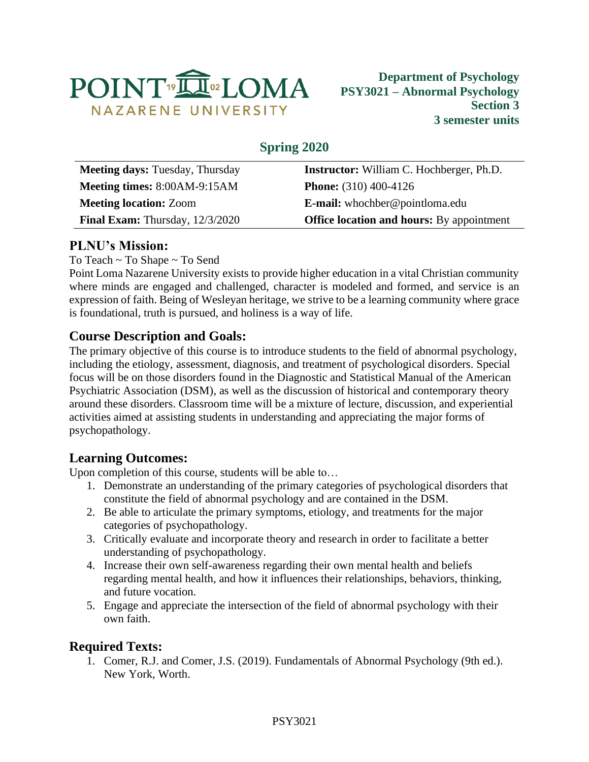POINT LOMA
NAZARENE UNIVERSITY

**Department of Psychology**
**PSY3021 – Abnormal Psychology**
**Section 3**
**3 semester units**

## Spring 2020

| | |
|---|---|
| **Meeting days:** Tuesday, Thursday | **Instructor:** William C. Hochberger, Ph.D. |
| **Meeting times:** 8:00AM-9:15AM | **Phone:** (310) 400-4126 |
| **Meeting location:** Zoom | **E-mail:** whochber@pointloma.edu |
| **Final Exam:** Thursday, 12/3/2020 | **Office location and hours:** By appointment |

## PLNU's Mission:

To Teach ~ To Shape ~ To Send

Point Loma Nazarene University exists to provide higher education in a vital Christian community where minds are engaged and challenged, character is modeled and formed, and service is an expression of faith. Being of Wesleyan heritage, we strive to be a learning community where grace is foundational, truth is pursued, and holiness is a way of life.

## Course Description and Goals:

The primary objective of this course is to introduce students to the field of abnormal psychology, including the etiology, assessment, diagnosis, and treatment of psychological disorders. Special focus will be on those disorders found in the Diagnostic and Statistical Manual of the American Psychiatric Association (DSM), as well as the discussion of historical and contemporary theory around these disorders. Classroom time will be a mixture of lecture, discussion, and experiential activities aimed at assisting students in understanding and appreciating the major forms of psychopathology.

## Learning Outcomes:

Upon completion of this course, students will be able to…

1. Demonstrate an understanding of the primary categories of psychological disorders that constitute the field of abnormal psychology and are contained in the DSM.
2. Be able to articulate the primary symptoms, etiology, and treatments for the major categories of psychopathology.
3. Critically evaluate and incorporate theory and research in order to facilitate a better understanding of psychopathology.
4. Increase their own self-awareness regarding their own mental health and beliefs regarding mental health, and how it influences their relationships, behaviors, thinking, and future vocation.
5. Engage and appreciate the intersection of the field of abnormal psychology with their own faith.

## Required Texts:

1. Comer, R.J. and Comer, J.S. (2019). Fundamentals of Abnormal Psychology (9th ed.). New York, Worth.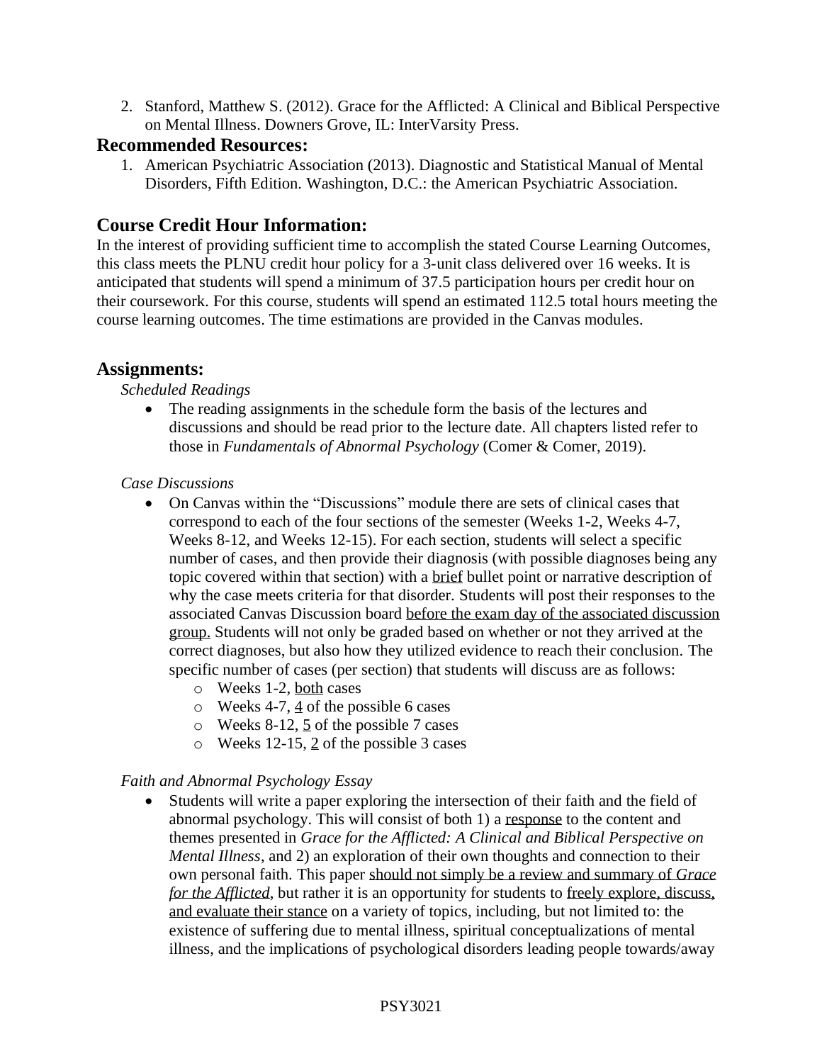2. Stanford, Matthew S. (2012). Grace for the Afflicted: A Clinical and Biblical Perspective on Mental Illness. Downers Grove, IL: InterVarsity Press.

## Recommended Resources:

1. American Psychiatric Association (2013). Diagnostic and Statistical Manual of Mental Disorders, Fifth Edition. Washington, D.C.: the American Psychiatric Association.

## Course Credit Hour Information:

In the interest of providing sufficient time to accomplish the stated Course Learning Outcomes, this class meets the PLNU credit hour policy for a 3-unit class delivered over 16 weeks. It is anticipated that students will spend a minimum of 37.5 participation hours per credit hour on their coursework. For this course, students will spend an estimated 112.5 total hours meeting the course learning outcomes. The time estimations are provided in the Canvas modules.

## Assignments:

*Scheduled Readings*

- The reading assignments in the schedule form the basis of the lectures and discussions and should be read prior to the lecture date. All chapters listed refer to those in *Fundamentals of Abnormal Psychology* (Comer & Comer, 2019).

*Case Discussions*

- On Canvas within the "Discussions" module there are sets of clinical cases that correspond to each of the four sections of the semester (Weeks 1-2, Weeks 4-7, Weeks 8-12, and Weeks 12-15). For each section, students will select a specific number of cases, and then provide their diagnosis (with possible diagnoses being any topic covered within that section) with a brief bullet point or narrative description of why the case meets criteria for that disorder. Students will post their responses to the associated Canvas Discussion board before the exam day of the associated discussion group. Students will not only be graded based on whether or not they arrived at the correct diagnoses, but also how they utilized evidence to reach their conclusion. The specific number of cases (per section) that students will discuss are as follows:
  - Weeks 1-2, both cases
  - Weeks 4-7, 4 of the possible 6 cases
  - Weeks 8-12, 5 of the possible 7 cases
  - Weeks 12-15, 2 of the possible 3 cases

*Faith and Abnormal Psychology Essay*

- Students will write a paper exploring the intersection of their faith and the field of abnormal psychology. This will consist of both 1) a response to the content and themes presented in *Grace for the Afflicted: A Clinical and Biblical Perspective on Mental Illness*, and 2) an exploration of their own thoughts and connection to their own personal faith. This paper should not simply be a review and summary of *Grace for the Afflicted*, but rather it is an opportunity for students to freely explore, discuss, and evaluate their stance on a variety of topics, including, but not limited to: the existence of suffering due to mental illness, spiritual conceptualizations of mental illness, and the implications of psychological disorders leading people towards/away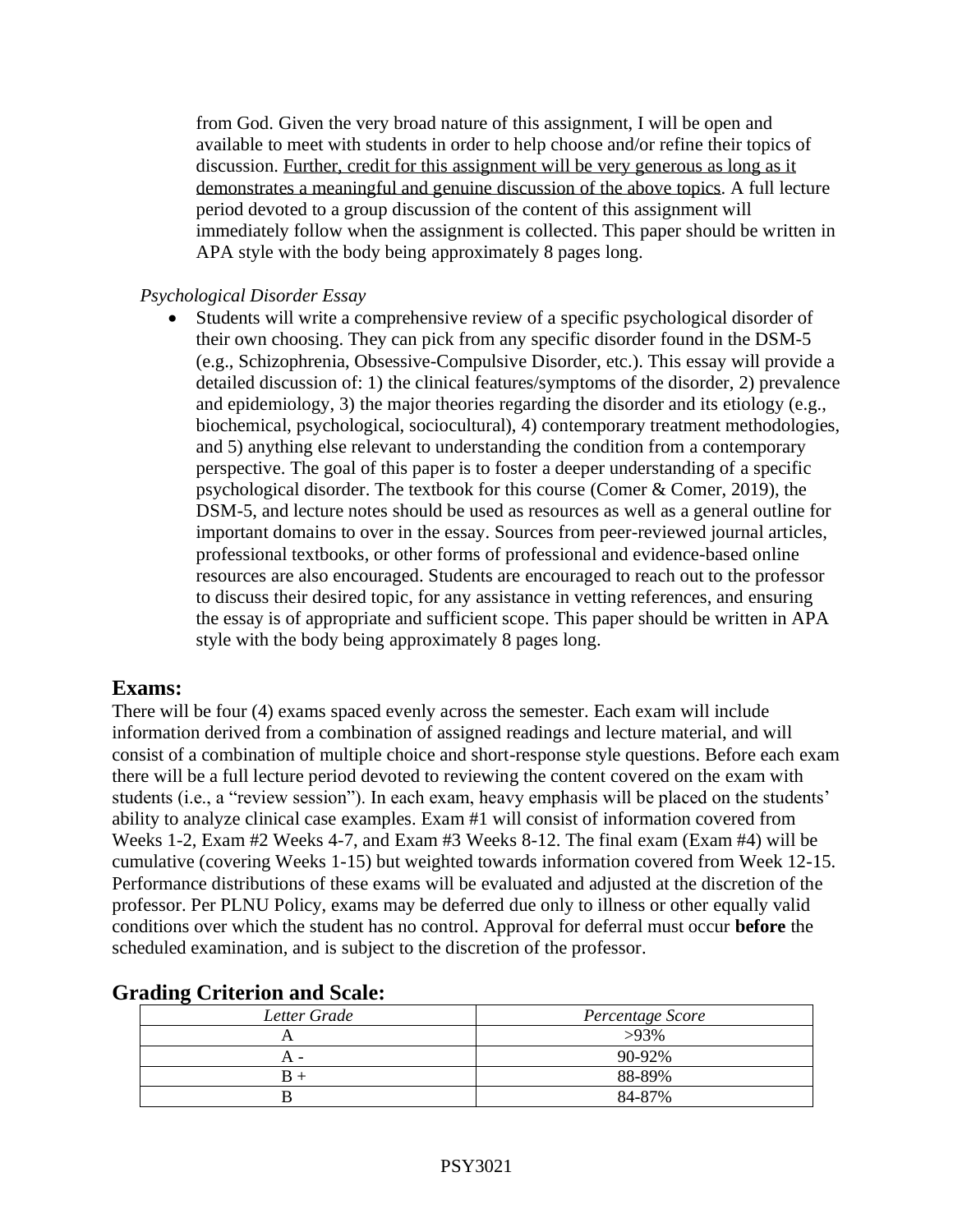from God. Given the very broad nature of this assignment, I will be open and available to meet with students in order to help choose and/or refine their topics of discussion. <u>Further, credit for this assignment will be very generous as long as it demonstrates a meaningful and genuine discussion of the above topics</u>. A full lecture period devoted to a group discussion of the content of this assignment will immediately follow when the assignment is collected. This paper should be written in APA style with the body being approximately 8 pages long.

*Psychological Disorder Essay*

- Students will write a comprehensive review of a specific psychological disorder of their own choosing. They can pick from any specific disorder found in the DSM-5 (e.g., Schizophrenia, Obsessive-Compulsive Disorder, etc.). This essay will provide a detailed discussion of: 1) the clinical features/symptoms of the disorder, 2) prevalence and epidemiology, 3) the major theories regarding the disorder and its etiology (e.g., biochemical, psychological, sociocultural), 4) contemporary treatment methodologies, and 5) anything else relevant to understanding the condition from a contemporary perspective. The goal of this paper is to foster a deeper understanding of a specific psychological disorder. The textbook for this course (Comer & Comer, 2019), the DSM-5, and lecture notes should be used as resources as well as a general outline for important domains to over in the essay. Sources from peer-reviewed journal articles, professional textbooks, or other forms of professional and evidence-based online resources are also encouraged. Students are encouraged to reach out to the professor to discuss their desired topic, for any assistance in vetting references, and ensuring the essay is of appropriate and sufficient scope. This paper should be written in APA style with the body being approximately 8 pages long.

## Exams:

There will be four (4) exams spaced evenly across the semester. Each exam will include information derived from a combination of assigned readings and lecture material, and will consist of a combination of multiple choice and short-response style questions. Before each exam there will be a full lecture period devoted to reviewing the content covered on the exam with students (i.e., a "review session"). In each exam, heavy emphasis will be placed on the students' ability to analyze clinical case examples. Exam #1 will consist of information covered from Weeks 1-2, Exam #2 Weeks 4-7, and Exam #3 Weeks 8-12. The final exam (Exam #4) will be cumulative (covering Weeks 1-15) but weighted towards information covered from Week 12-15. Performance distributions of these exams will be evaluated and adjusted at the discretion of the professor. Per PLNU Policy, exams may be deferred due only to illness or other equally valid conditions over which the student has no control. Approval for deferral must occur **before** the scheduled examination, and is subject to the discretion of the professor.

## Grading Criterion and Scale:

| *Letter Grade* | *Percentage Score* |
|---|---|
| A | >93% |
| A - | 90-92% |
| B + | 88-89% |
| B | 84-87% |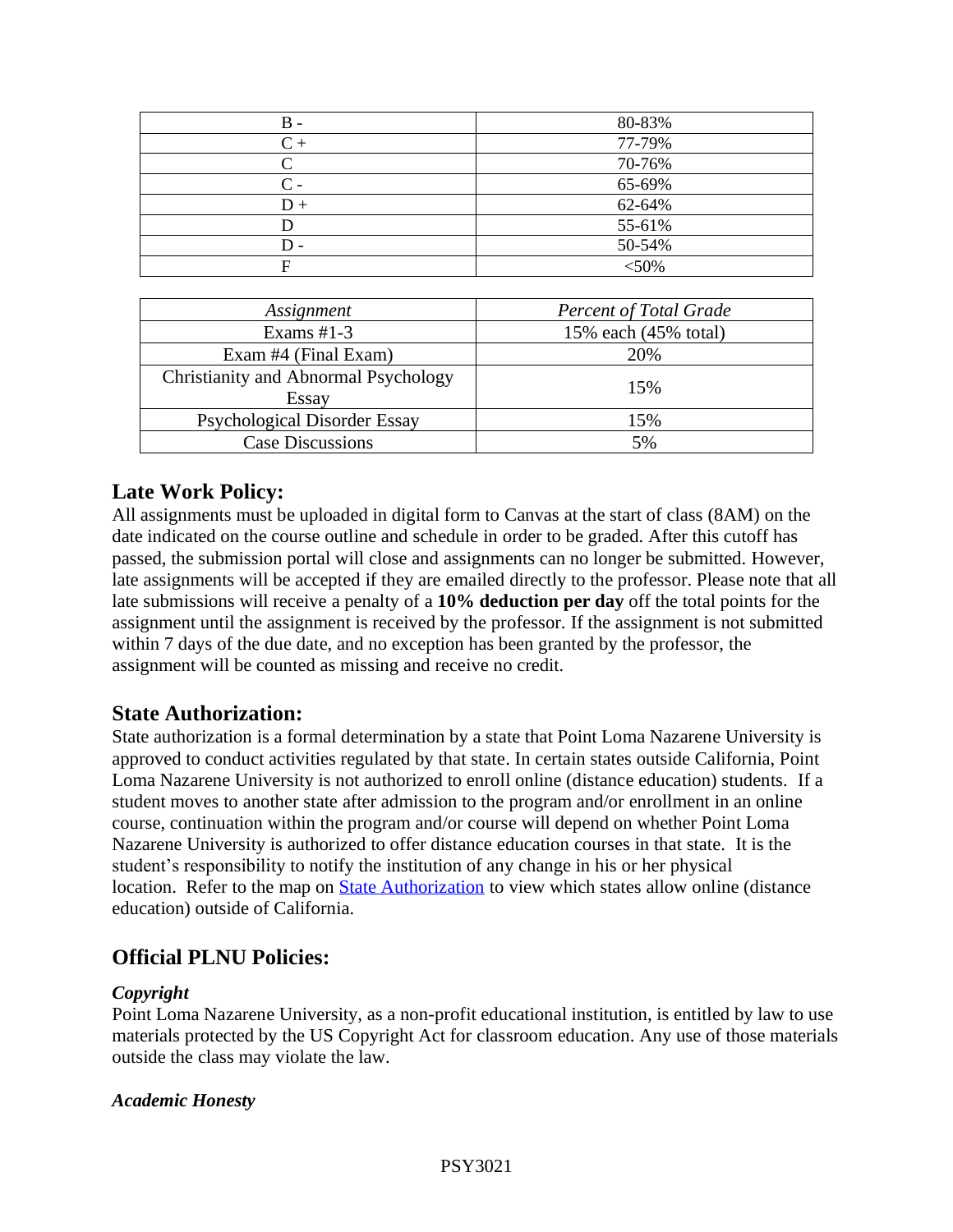| B - | 80-83% |
|---|---|
| C + | 77-79% |
| C | 70-76% |
| C - | 65-69% |
| D + | 62-64% |
| D | 55-61% |
| D - | 50-54% |
| F | <50% |

| *Assignment* | *Percent of Total Grade* |
|---|---|
| Exams #1-3 | 15% each (45% total) |
| Exam #4 (Final Exam) | 20% |
| Christianity and Abnormal Psychology Essay | 15% |
| Psychological Disorder Essay | 15% |
| Case Discussions | 5% |

## Late Work Policy:

All assignments must be uploaded in digital form to Canvas at the start of class (8AM) on the date indicated on the course outline and schedule in order to be graded. After this cutoff has passed, the submission portal will close and assignments can no longer be submitted. However, late assignments will be accepted if they are emailed directly to the professor. Please note that all late submissions will receive a penalty of a **10% deduction per day** off the total points for the assignment until the assignment is received by the professor. If the assignment is not submitted within 7 days of the due date, and no exception has been granted by the professor, the assignment will be counted as missing and receive no credit.

## State Authorization:

State authorization is a formal determination by a state that Point Loma Nazarene University is approved to conduct activities regulated by that state. In certain states outside California, Point Loma Nazarene University is not authorized to enroll online (distance education) students. If a student moves to another state after admission to the program and/or enrollment in an online course, continuation within the program and/or course will depend on whether Point Loma Nazarene University is authorized to offer distance education courses in that state. It is the student's responsibility to notify the institution of any change in his or her physical location. Refer to the map on State Authorization to view which states allow online (distance education) outside of California.

## Official PLNU Policies:

### *Copyright*

Point Loma Nazarene University, as a non-profit educational institution, is entitled by law to use materials protected by the US Copyright Act for classroom education. Any use of those materials outside the class may violate the law.

### *Academic Honesty*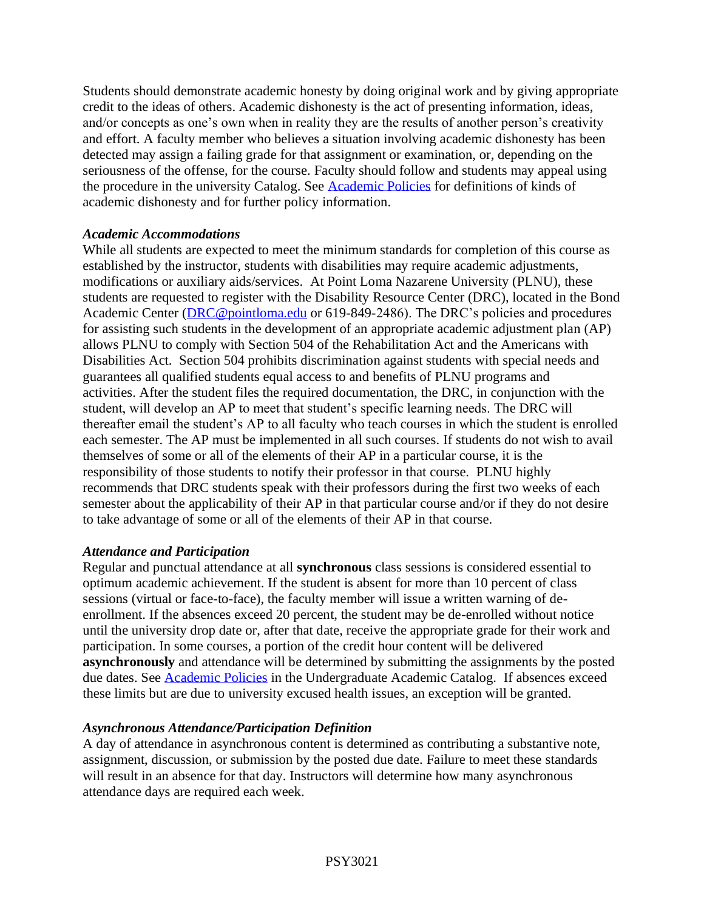Students should demonstrate academic honesty by doing original work and by giving appropriate credit to the ideas of others. Academic dishonesty is the act of presenting information, ideas, and/or concepts as one's own when in reality they are the results of another person's creativity and effort. A faculty member who believes a situation involving academic dishonesty has been detected may assign a failing grade for that assignment or examination, or, depending on the seriousness of the offense, for the course. Faculty should follow and students may appeal using the procedure in the university Catalog. See [Academic Policies](#) for definitions of kinds of academic dishonesty and for further policy information.

***Academic Accommodations***

While all students are expected to meet the minimum standards for completion of this course as established by the instructor, students with disabilities may require academic adjustments, modifications or auxiliary aids/services. At Point Loma Nazarene University (PLNU), these students are requested to register with the Disability Resource Center (DRC), located in the Bond Academic Center ([DRC@pointloma.edu](mailto:DRC@pointloma.edu) or 619-849-2486). The DRC's policies and procedures for assisting such students in the development of an appropriate academic adjustment plan (AP) allows PLNU to comply with Section 504 of the Rehabilitation Act and the Americans with Disabilities Act. Section 504 prohibits discrimination against students with special needs and guarantees all qualified students equal access to and benefits of PLNU programs and activities. After the student files the required documentation, the DRC, in conjunction with the student, will develop an AP to meet that student's specific learning needs. The DRC will thereafter email the student's AP to all faculty who teach courses in which the student is enrolled each semester. The AP must be implemented in all such courses. If students do not wish to avail themselves of some or all of the elements of their AP in a particular course, it is the responsibility of those students to notify their professor in that course. PLNU highly recommends that DRC students speak with their professors during the first two weeks of each semester about the applicability of their AP in that particular course and/or if they do not desire to take advantage of some or all of the elements of their AP in that course.

***Attendance and Participation***

Regular and punctual attendance at all **synchronous** class sessions is considered essential to optimum academic achievement. If the student is absent for more than 10 percent of class sessions (virtual or face-to-face), the faculty member will issue a written warning of de-enrollment. If the absences exceed 20 percent, the student may be de-enrolled without notice until the university drop date or, after that date, receive the appropriate grade for their work and participation. In some courses, a portion of the credit hour content will be delivered **asynchronously** and attendance will be determined by submitting the assignments by the posted due dates. See [Academic Policies](#) in the Undergraduate Academic Catalog. If absences exceed these limits but are due to university excused health issues, an exception will be granted.

***Asynchronous Attendance/Participation Definition***

A day of attendance in asynchronous content is determined as contributing a substantive note, assignment, discussion, or submission by the posted due date. Failure to meet these standards will result in an absence for that day. Instructors will determine how many asynchronous attendance days are required each week.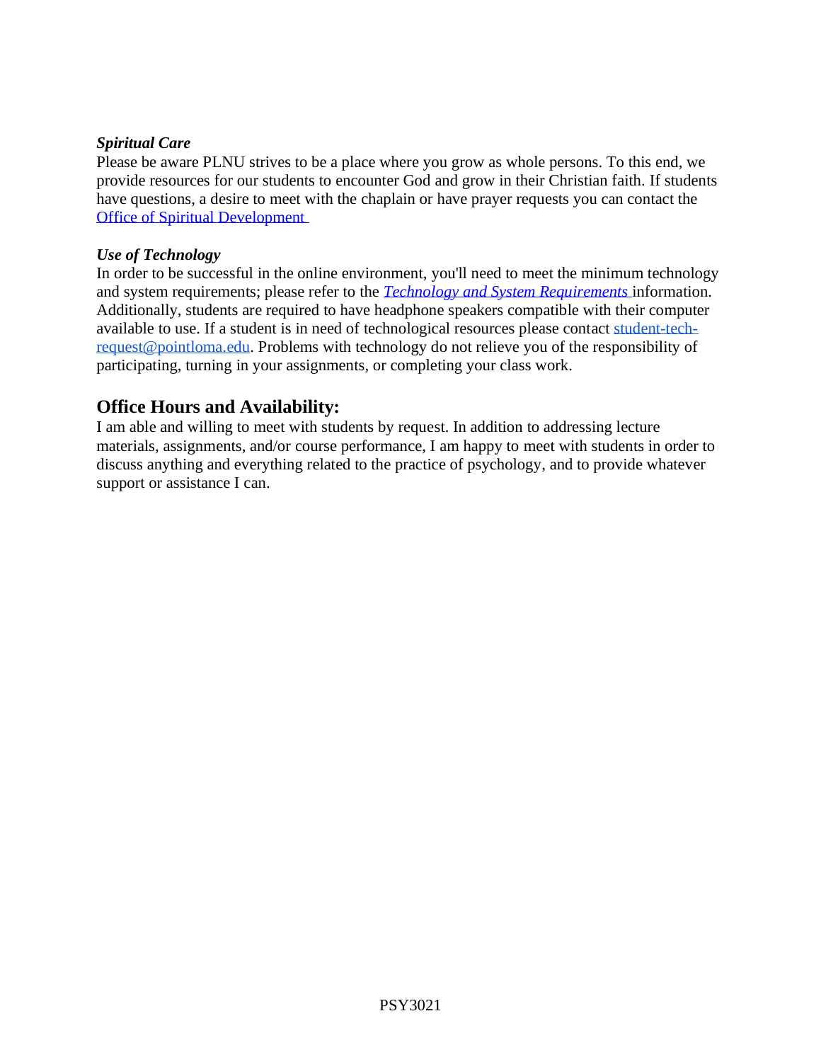***Spiritual Care***

Please be aware PLNU strives to be a place where you grow as whole persons. To this end, we provide resources for our students to encounter God and grow in their Christian faith. If students have questions, a desire to meet with the chaplain or have prayer requests you can contact the Office of Spiritual Development

***Use of Technology***

In order to be successful in the online environment, you'll need to meet the minimum technology and system requirements; please refer to the *Technology and System Requirements* information. Additionally, students are required to have headphone speakers compatible with their computer available to use. If a student is in need of technological resources please contact student-tech-request@pointloma.edu. Problems with technology do not relieve you of the responsibility of participating, turning in your assignments, or completing your class work.

## Office Hours and Availability:

I am able and willing to meet with students by request. In addition to addressing lecture materials, assignments, and/or course performance, I am happy to meet with students in order to discuss anything and everything related to the practice of psychology, and to provide whatever support or assistance I can.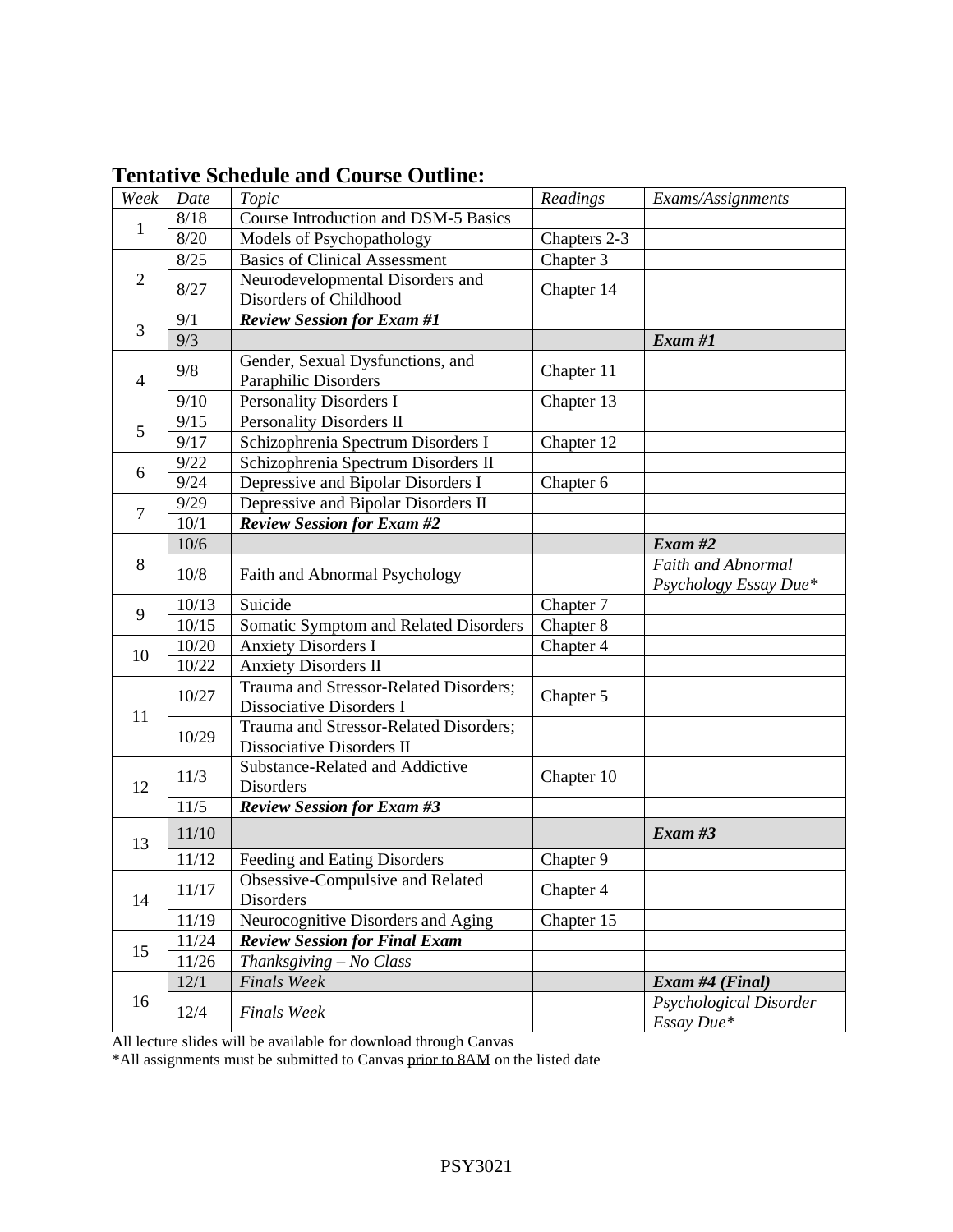## Tentative Schedule and Course Outline:

| *Week* | *Date* | *Topic* | *Readings* | *Exams/Assignments* |
|---|---|---|---|---|
| 1 | 8/18 | Course Introduction and DSM-5 Basics | | |
| | 8/20 | Models of Psychopathology | Chapters 2-3 | |
| 2 | 8/25 | Basics of Clinical Assessment | Chapter 3 | |
| | 8/27 | Neurodevelopmental Disorders and Disorders of Childhood | Chapter 14 | |
| 3 | 9/1 | ***Review Session for Exam #1*** | | |
| | 9/3 | | | ***Exam #1*** |
| 4 | 9/8 | Gender, Sexual Dysfunctions, and Paraphilic Disorders | Chapter 11 | |
| | 9/10 | Personality Disorders I | Chapter 13 | |
| 5 | 9/15 | Personality Disorders II | | |
| | 9/17 | Schizophrenia Spectrum Disorders I | Chapter 12 | |
| 6 | 9/22 | Schizophrenia Spectrum Disorders II | | |
| | 9/24 | Depressive and Bipolar Disorders I | Chapter 6 | |
| 7 | 9/29 | Depressive and Bipolar Disorders II | | |
| | 10/1 | ***Review Session for Exam #2*** | | |
| 8 | 10/6 | | | ***Exam #2*** |
| | 10/8 | Faith and Abnormal Psychology | | *Faith and Abnormal Psychology Essay Due** |
| 9 | 10/13 | Suicide | Chapter 7 | |
| | 10/15 | Somatic Symptom and Related Disorders | Chapter 8 | |
| 10 | 10/20 | Anxiety Disorders I | Chapter 4 | |
| | 10/22 | Anxiety Disorders II | | |
| 11 | 10/27 | Trauma and Stressor-Related Disorders; Dissociative Disorders I | Chapter 5 | |
| | 10/29 | Trauma and Stressor-Related Disorders; Dissociative Disorders II | | |
| 12 | 11/3 | Substance-Related and Addictive Disorders | Chapter 10 | |
| | 11/5 | ***Review Session for Exam #3*** | | |
| 13 | 11/10 | | | ***Exam #3*** |
| | 11/12 | Feeding and Eating Disorders | Chapter 9 | |
| 14 | 11/17 | Obsessive-Compulsive and Related Disorders | Chapter 4 | |
| | 11/19 | Neurocognitive Disorders and Aging | Chapter 15 | |
| 15 | 11/24 | ***Review Session for Final Exam*** | | |
| | 11/26 | *Thanksgiving – No Class* | | |
| 16 | 12/1 | *Finals Week* | | ***Exam #4 (Final)*** |
| | 12/4 | *Finals Week* | | *Psychological Disorder Essay Due** |

All lecture slides will be available for download through Canvas

*All assignments must be submitted to Canvas prior to 8AM on the listed date